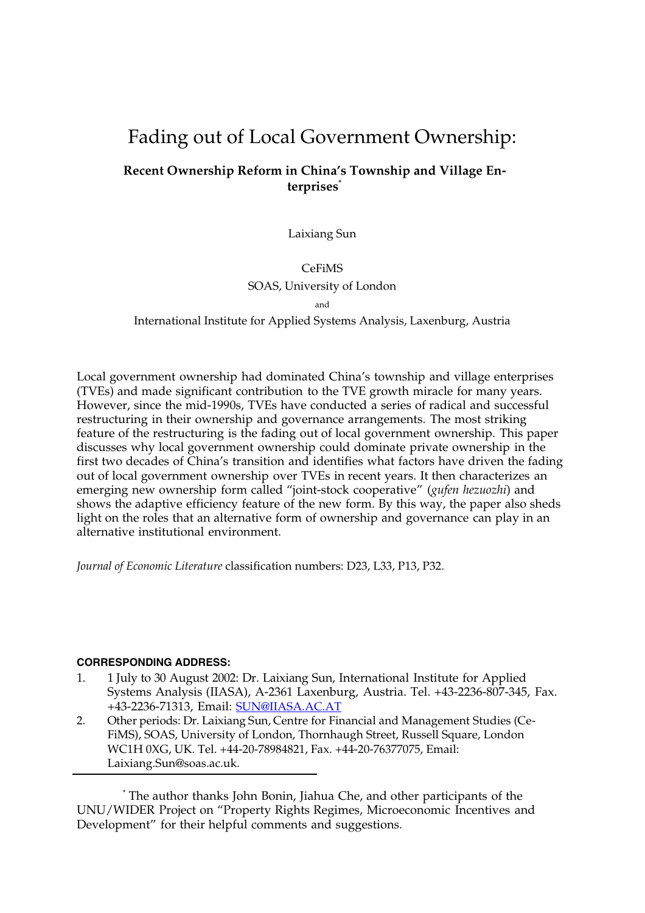# Fading out of Local Government Ownership:

**Recent Ownership Reform in China's Township and Village Enterprises[*]**

Laixiang Sun

CeFiMS

SOAS, University of London

and

International Institute for Applied Systems Analysis, Laxenburg, Austria

Local government ownership had dominated China's township and village enterprises (TVEs) and made significant contribution to the TVE growth miracle for many years. However, since the mid-1990s, TVEs have conducted a series of radical and successful restructuring in their ownership and governance arrangements. The most striking feature of the restructuring is the fading out of local government ownership. This paper discusses why local government ownership could dominate private ownership in the first two decades of China's transition and identifies what factors have driven the fading out of local government ownership over TVEs in recent years. It then characterizes an emerging new ownership form called "joint-stock cooperative" (*gufen hezuozhi*) and shows the adaptive efficiency feature of the new form. By this way, the paper also sheds light on the roles that an alternative form of ownership and governance can play in an alternative institutional environment.

*Journal of Economic Literature* classification numbers: D23, L33, P13, P32.

**CORRESPONDING ADDRESS:**

1. 1 July to 30 August 2002: Dr. Laixiang Sun, International Institute for Applied Systems Analysis (IIASA), A-2361 Laxenburg, Austria. Tel. +43-2236-807-345, Fax. +43-2236-71313, Email: SUN@IIASA.AC.AT
2. Other periods: Dr. Laixiang Sun, Centre for Financial and Management Studies (CeFiMS), SOAS, University of London, Thornhaugh Street, Russell Square, London WC1H 0XG, UK. Tel. +44-20-78984821, Fax. +44-20-76377075, Email: Laixiang.Sun@soas.ac.uk.

[*] The author thanks John Bonin, Jiahua Che, and other participants of the UNU/WIDER Project on "Property Rights Regimes, Microeconomic Incentives and Development" for their helpful comments and suggestions.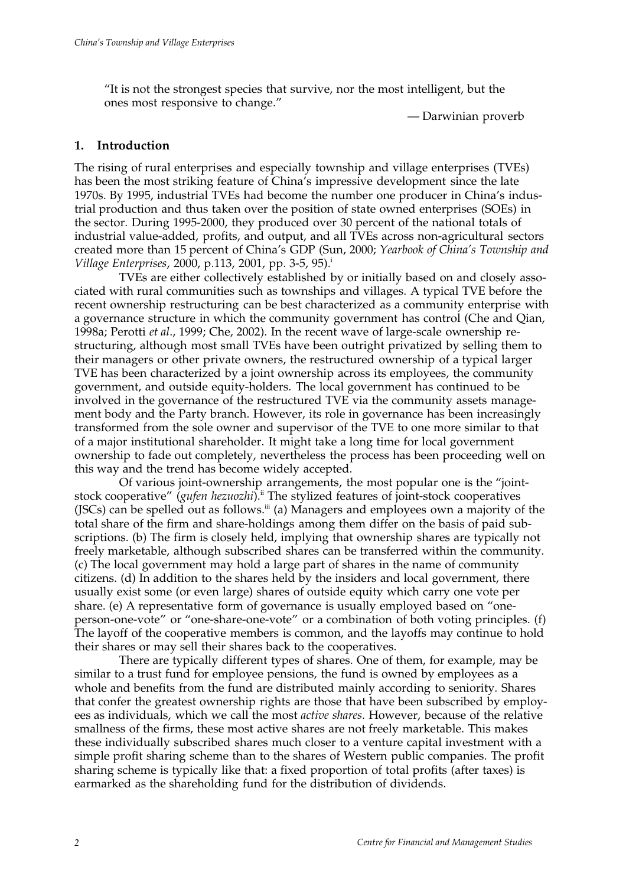> "It is not the strongest species that survive, nor the most intelligent, but the ones most responsive to change."
>
> — Darwinian proverb

## 1. Introduction

The rising of rural enterprises and especially township and village enterprises (TVEs) has been the most striking feature of China's impressive development since the late 1970s. By 1995, industrial TVEs had become the number one producer in China's industrial production and thus taken over the position of state owned enterprises (SOEs) in the sector. During 1995-2000, they produced over 30 percent of the national totals of industrial value-added, profits, and output, and all TVEs across non-agricultural sectors created more than 15 percent of China's GDP (Sun, 2000; *Yearbook of China's Township and Village Enterprises*, 2000, p.113, 2001, pp. 3-5, 95).[i]

TVEs are either collectively established by or initially based on and closely associated with rural communities such as townships and villages. A typical TVE before the recent ownership restructuring can be best characterized as a community enterprise with a governance structure in which the community government has control (Che and Qian, 1998a; Perotti *et al*., 1999; Che, 2002). In the recent wave of large-scale ownership restructuring, although most small TVEs have been outright privatized by selling them to their managers or other private owners, the restructured ownership of a typical larger TVE has been characterized by a joint ownership across its employees, the community government, and outside equity-holders. The local government has continued to be involved in the governance of the restructured TVE via the community assets management body and the Party branch. However, its role in governance has been increasingly transformed from the sole owner and supervisor of the TVE to one more similar to that of a major institutional shareholder. It might take a long time for local government ownership to fade out completely, nevertheless the process has been proceeding well on this way and the trend has become widely accepted.

Of various joint-ownership arrangements, the most popular one is the "joint-stock cooperative" (*gufen hezuozhi*).[ii] The stylized features of joint-stock cooperatives (JSCs) can be spelled out as follows.[iii] (a) Managers and employees own a majority of the total share of the firm and share-holdings among them differ on the basis of paid subscriptions. (b) The firm is closely held, implying that ownership shares are typically not freely marketable, although subscribed shares can be transferred within the community. (c) The local government may hold a large part of shares in the name of community citizens. (d) In addition to the shares held by the insiders and local government, there usually exist some (or even large) shares of outside equity which carry one vote per share. (e) A representative form of governance is usually employed based on "one-person-one-vote" or "one-share-one-vote" or a combination of both voting principles. (f) The layoff of the cooperative members is common, and the layoffs may continue to hold their shares or may sell their shares back to the cooperatives.

There are typically different types of shares. One of them, for example, may be similar to a trust fund for employee pensions, the fund is owned by employees as a whole and benefits from the fund are distributed mainly according to seniority. Shares that confer the greatest ownership rights are those that have been subscribed by employees as individuals, which we call the most *active shares*. However, because of the relative smallness of the firms, these most active shares are not freely marketable. This makes these individually subscribed shares much closer to a venture capital investment with a simple profit sharing scheme than to the shares of Western public companies. The profit sharing scheme is typically like that: a fixed proportion of total profits (after taxes) is earmarked as the shareholding fund for the distribution of dividends.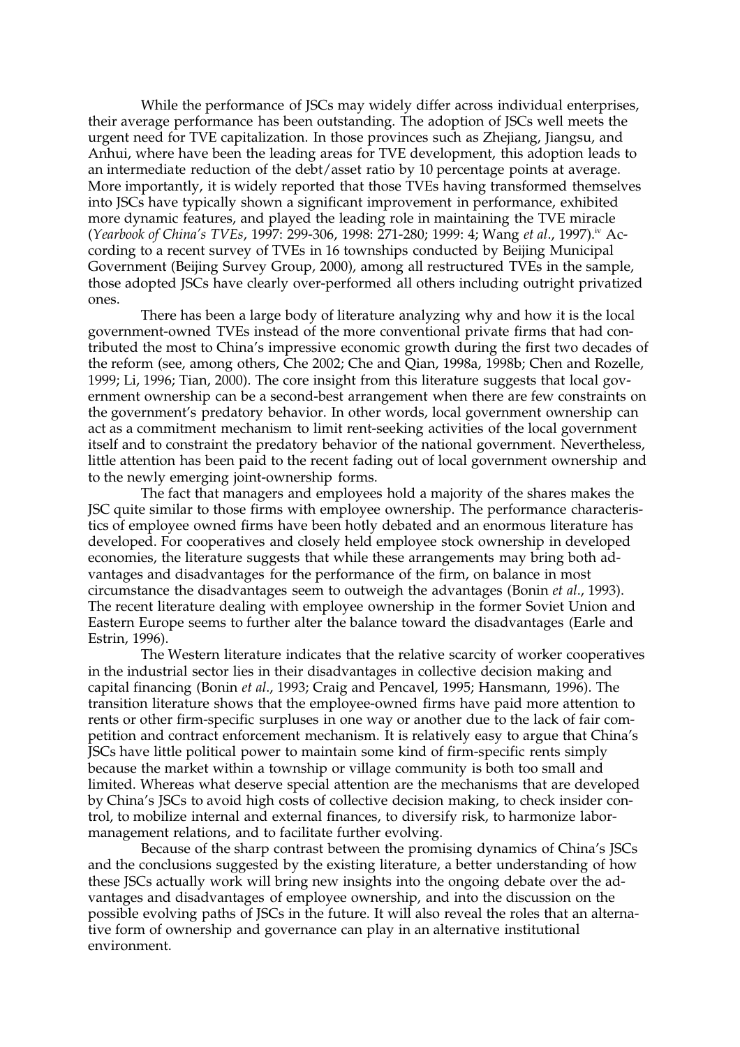While the performance of JSCs may widely differ across individual enterprises, their average performance has been outstanding. The adoption of JSCs well meets the urgent need for TVE capitalization. In those provinces such as Zhejiang, Jiangsu, and Anhui, where have been the leading areas for TVE development, this adoption leads to an intermediate reduction of the debt/asset ratio by 10 percentage points at average. More importantly, it is widely reported that those TVEs having transformed themselves into JSCs have typically shown a significant improvement in performance, exhibited more dynamic features, and played the leading role in maintaining the TVE miracle (*Yearbook of China's TVEs*, 1997: 299-306, 1998: 271-280; 1999: 4; Wang *et al*., 1997).[iv] According to a recent survey of TVEs in 16 townships conducted by Beijing Municipal Government (Beijing Survey Group, 2000), among all restructured TVEs in the sample, those adopted JSCs have clearly over-performed all others including outright privatized ones.

There has been a large body of literature analyzing why and how it is the local government-owned TVEs instead of the more conventional private firms that had contributed the most to China's impressive economic growth during the first two decades of the reform (see, among others, Che 2002; Che and Qian, 1998a, 1998b; Chen and Rozelle, 1999; Li, 1996; Tian, 2000). The core insight from this literature suggests that local government ownership can be a second-best arrangement when there are few constraints on the government's predatory behavior. In other words, local government ownership can act as a commitment mechanism to limit rent-seeking activities of the local government itself and to constraint the predatory behavior of the national government. Nevertheless, little attention has been paid to the recent fading out of local government ownership and to the newly emerging joint-ownership forms.

The fact that managers and employees hold a majority of the shares makes the JSC quite similar to those firms with employee ownership. The performance characteristics of employee owned firms have been hotly debated and an enormous literature has developed. For cooperatives and closely held employee stock ownership in developed economies, the literature suggests that while these arrangements may bring both advantages and disadvantages for the performance of the firm, on balance in most circumstance the disadvantages seem to outweigh the advantages (Bonin *et al*., 1993). The recent literature dealing with employee ownership in the former Soviet Union and Eastern Europe seems to further alter the balance toward the disadvantages (Earle and Estrin, 1996).

The Western literature indicates that the relative scarcity of worker cooperatives in the industrial sector lies in their disadvantages in collective decision making and capital financing (Bonin *et al*., 1993; Craig and Pencavel, 1995; Hansmann, 1996). The transition literature shows that the employee-owned firms have paid more attention to rents or other firm-specific surpluses in one way or another due to the lack of fair competition and contract enforcement mechanism. It is relatively easy to argue that China's JSCs have little political power to maintain some kind of firm-specific rents simply because the market within a township or village community is both too small and limited. Whereas what deserve special attention are the mechanisms that are developed by China's JSCs to avoid high costs of collective decision making, to check insider control, to mobilize internal and external finances, to diversify risk, to harmonize labor-management relations, and to facilitate further evolving.

Because of the sharp contrast between the promising dynamics of China's JSCs and the conclusions suggested by the existing literature, a better understanding of how these JSCs actually work will bring new insights into the ongoing debate over the advantages and disadvantages of employee ownership, and into the discussion on the possible evolving paths of JSCs in the future. It will also reveal the roles that an alternative form of ownership and governance can play in an alternative institutional environment.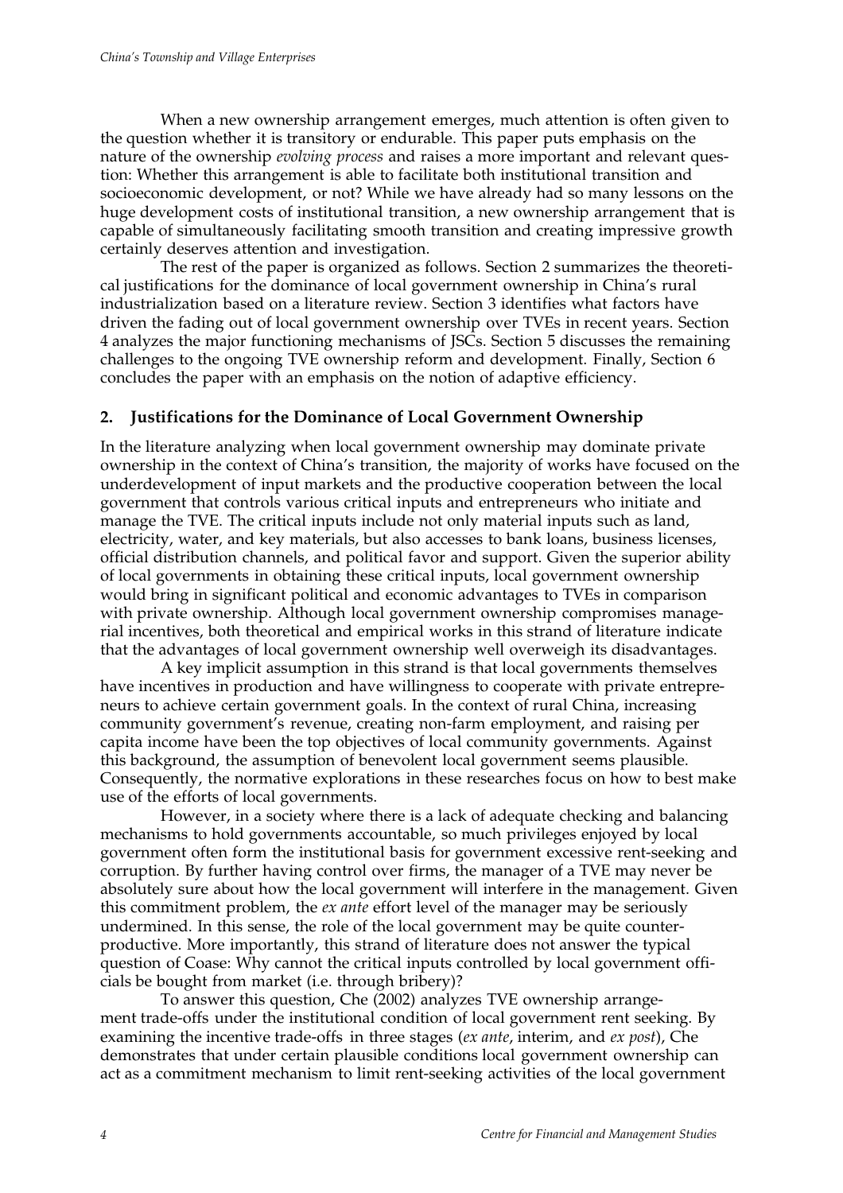When a new ownership arrangement emerges, much attention is often given to the question whether it is transitory or endurable. This paper puts emphasis on the nature of the ownership *evolving process* and raises a more important and relevant question: Whether this arrangement is able to facilitate both institutional transition and socioeconomic development, or not? While we have already had so many lessons on the huge development costs of institutional transition, a new ownership arrangement that is capable of simultaneously facilitating smooth transition and creating impressive growth certainly deserves attention and investigation.

The rest of the paper is organized as follows. Section 2 summarizes the theoretical justifications for the dominance of local government ownership in China's rural industrialization based on a literature review. Section 3 identifies what factors have driven the fading out of local government ownership over TVEs in recent years. Section 4 analyzes the major functioning mechanisms of JSCs. Section 5 discusses the remaining challenges to the ongoing TVE ownership reform and development. Finally, Section 6 concludes the paper with an emphasis on the notion of adaptive efficiency.

## 2. Justifications for the Dominance of Local Government Ownership

In the literature analyzing when local government ownership may dominate private ownership in the context of China's transition, the majority of works have focused on the underdevelopment of input markets and the productive cooperation between the local government that controls various critical inputs and entrepreneurs who initiate and manage the TVE. The critical inputs include not only material inputs such as land, electricity, water, and key materials, but also accesses to bank loans, business licenses, official distribution channels, and political favor and support. Given the superior ability of local governments in obtaining these critical inputs, local government ownership would bring in significant political and economic advantages to TVEs in comparison with private ownership. Although local government ownership compromises managerial incentives, both theoretical and empirical works in this strand of literature indicate that the advantages of local government ownership well overweigh its disadvantages.

A key implicit assumption in this strand is that local governments themselves have incentives in production and have willingness to cooperate with private entrepreneurs to achieve certain government goals. In the context of rural China, increasing community government's revenue, creating non-farm employment, and raising per capita income have been the top objectives of local community governments. Against this background, the assumption of benevolent local government seems plausible. Consequently, the normative explorations in these researches focus on how to best make use of the efforts of local governments.

However, in a society where there is a lack of adequate checking and balancing mechanisms to hold governments accountable, so much privileges enjoyed by local government often form the institutional basis for government excessive rent-seeking and corruption. By further having control over firms, the manager of a TVE may never be absolutely sure about how the local government will interfere in the management. Given this commitment problem, the *ex ante* effort level of the manager may be seriously undermined. In this sense, the role of the local government may be quite counterproductive. More importantly, this strand of literature does not answer the typical question of Coase: Why cannot the critical inputs controlled by local government officials be bought from market (i.e. through bribery)?

To answer this question, Che (2002) analyzes TVE ownership arrangement trade-offs under the institutional condition of local government rent seeking. By examining the incentive trade-offs in three stages (*ex ante*, interim, and *ex post*), Che demonstrates that under certain plausible conditions local government ownership can act as a commitment mechanism to limit rent-seeking activities of the local government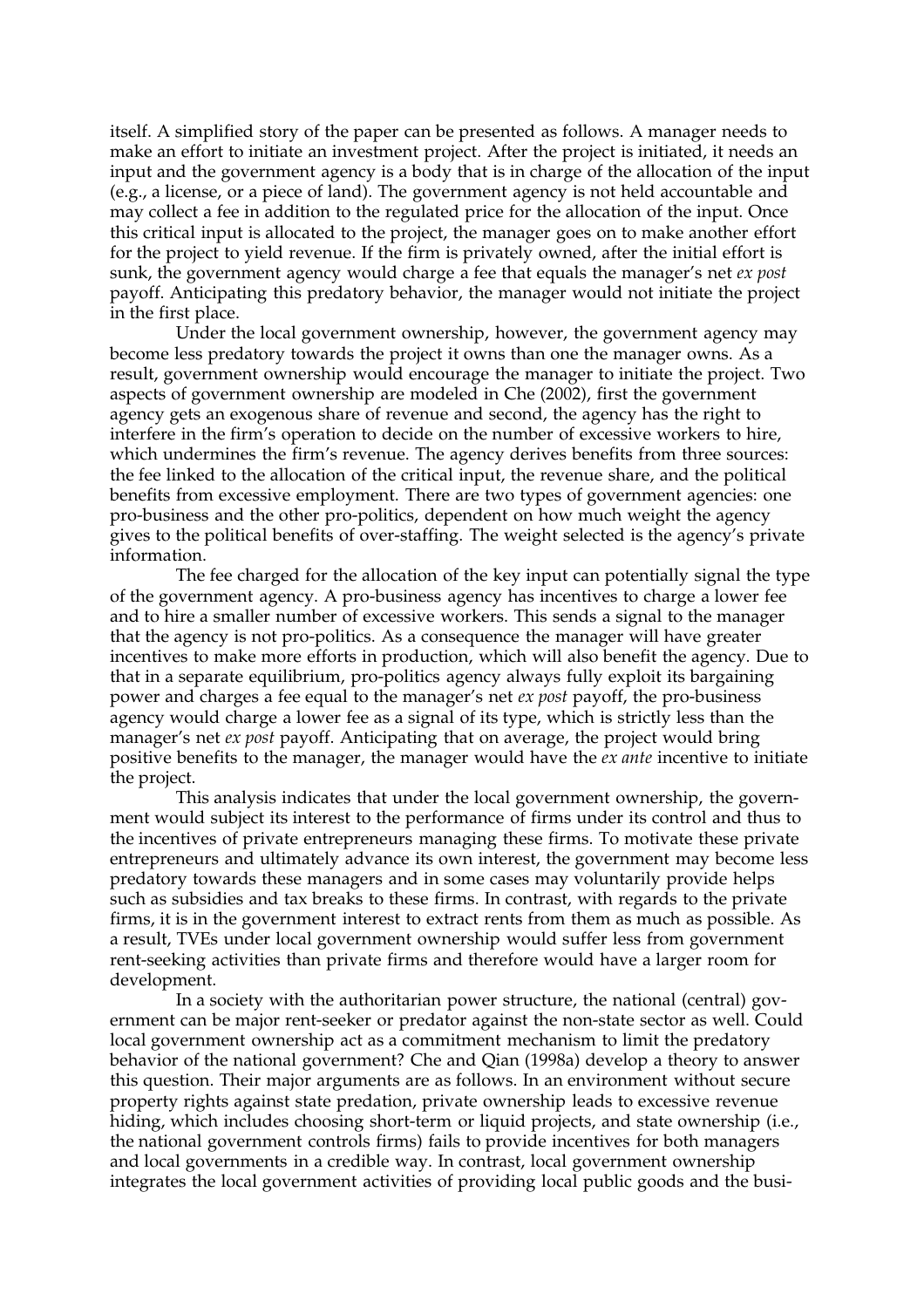itself. A simplified story of the paper can be presented as follows. A manager needs to make an effort to initiate an investment project. After the project is initiated, it needs an input and the government agency is a body that is in charge of the allocation of the input (e.g., a license, or a piece of land). The government agency is not held accountable and may collect a fee in addition to the regulated price for the allocation of the input. Once this critical input is allocated to the project, the manager goes on to make another effort for the project to yield revenue. If the firm is privately owned, after the initial effort is sunk, the government agency would charge a fee that equals the manager's net *ex post* payoff. Anticipating this predatory behavior, the manager would not initiate the project in the first place.

Under the local government ownership, however, the government agency may become less predatory towards the project it owns than one the manager owns. As a result, government ownership would encourage the manager to initiate the project. Two aspects of government ownership are modeled in Che (2002), first the government agency gets an exogenous share of revenue and second, the agency has the right to interfere in the firm's operation to decide on the number of excessive workers to hire, which undermines the firm's revenue. The agency derives benefits from three sources: the fee linked to the allocation of the critical input, the revenue share, and the political benefits from excessive employment. There are two types of government agencies: one pro-business and the other pro-politics, dependent on how much weight the agency gives to the political benefits of over-staffing. The weight selected is the agency's private information.

The fee charged for the allocation of the key input can potentially signal the type of the government agency. A pro-business agency has incentives to charge a lower fee and to hire a smaller number of excessive workers. This sends a signal to the manager that the agency is not pro-politics. As a consequence the manager will have greater incentives to make more efforts in production, which will also benefit the agency. Due to that in a separate equilibrium, pro-politics agency always fully exploit its bargaining power and charges a fee equal to the manager's net *ex post* payoff, the pro-business agency would charge a lower fee as a signal of its type, which is strictly less than the manager's net *ex post* payoff. Anticipating that on average, the project would bring positive benefits to the manager, the manager would have the *ex ante* incentive to initiate the project.

This analysis indicates that under the local government ownership, the government would subject its interest to the performance of firms under its control and thus to the incentives of private entrepreneurs managing these firms. To motivate these private entrepreneurs and ultimately advance its own interest, the government may become less predatory towards these managers and in some cases may voluntarily provide helps such as subsidies and tax breaks to these firms. In contrast, with regards to the private firms, it is in the government interest to extract rents from them as much as possible. As a result, TVEs under local government ownership would suffer less from government rent-seeking activities than private firms and therefore would have a larger room for development.

In a society with the authoritarian power structure, the national (central) government can be major rent-seeker or predator against the non-state sector as well. Could local government ownership act as a commitment mechanism to limit the predatory behavior of the national government? Che and Qian (1998a) develop a theory to answer this question. Their major arguments are as follows. In an environment without secure property rights against state predation, private ownership leads to excessive revenue hiding, which includes choosing short-term or liquid projects, and state ownership (i.e., the national government controls firms) fails to provide incentives for both managers and local governments in a credible way. In contrast, local government ownership integrates the local government activities of providing local public goods and the busi-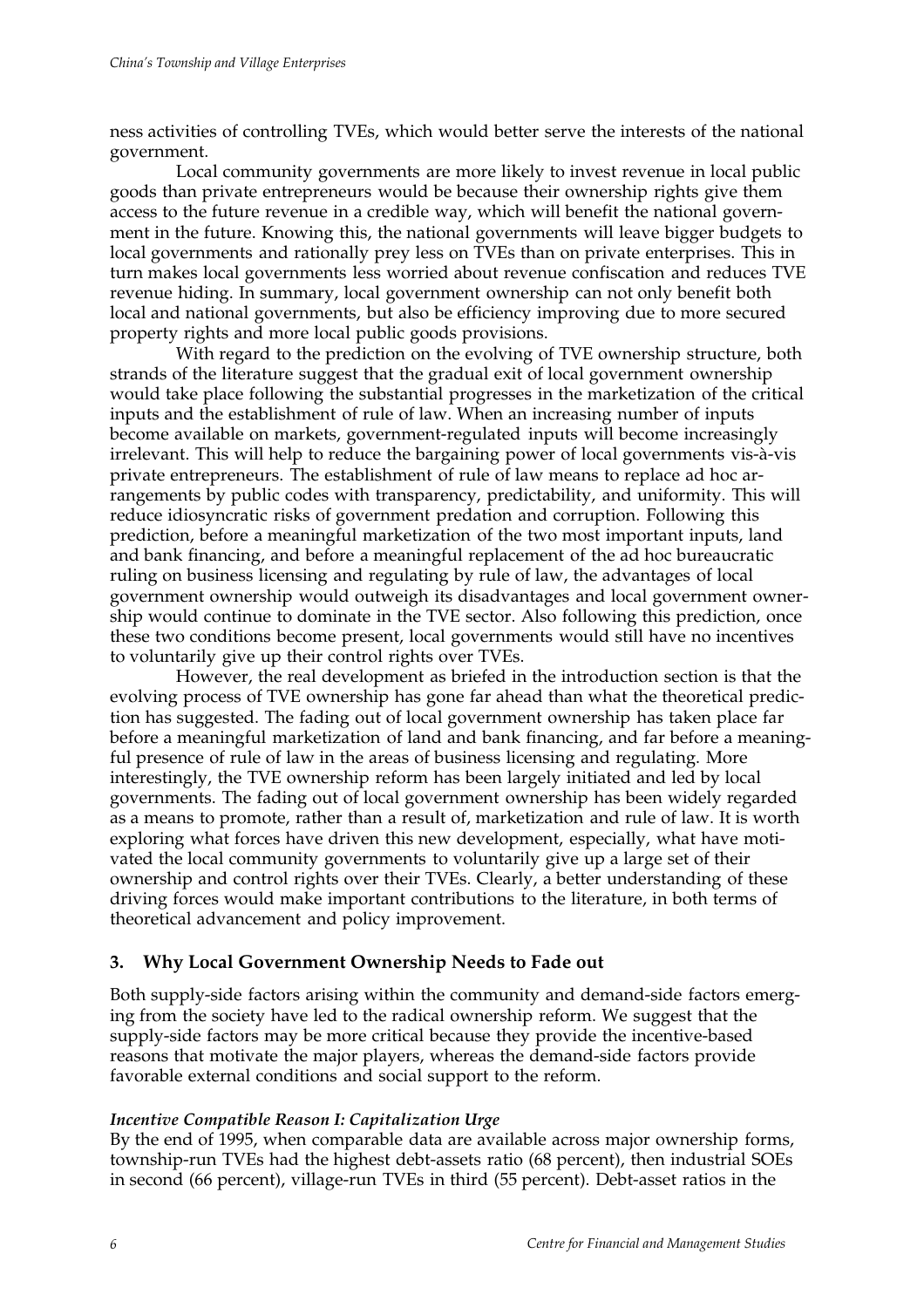ness activities of controlling TVEs, which would better serve the interests of the national government.

Local community governments are more likely to invest revenue in local public goods than private entrepreneurs would be because their ownership rights give them access to the future revenue in a credible way, which will benefit the national government in the future. Knowing this, the national governments will leave bigger budgets to local governments and rationally prey less on TVEs than on private enterprises. This in turn makes local governments less worried about revenue confiscation and reduces TVE revenue hiding. In summary, local government ownership can not only benefit both local and national governments, but also be efficiency improving due to more secured property rights and more local public goods provisions.

With regard to the prediction on the evolving of TVE ownership structure, both strands of the literature suggest that the gradual exit of local government ownership would take place following the substantial progresses in the marketization of the critical inputs and the establishment of rule of law. When an increasing number of inputs become available on markets, government-regulated inputs will become increasingly irrelevant. This will help to reduce the bargaining power of local governments vis-à-vis private entrepreneurs. The establishment of rule of law means to replace ad hoc arrangements by public codes with transparency, predictability, and uniformity. This will reduce idiosyncratic risks of government predation and corruption. Following this prediction, before a meaningful marketization of the two most important inputs, land and bank financing, and before a meaningful replacement of the ad hoc bureaucratic ruling on business licensing and regulating by rule of law, the advantages of local government ownership would outweigh its disadvantages and local government ownership would continue to dominate in the TVE sector. Also following this prediction, once these two conditions become present, local governments would still have no incentives to voluntarily give up their control rights over TVEs.

However, the real development as briefed in the introduction section is that the evolving process of TVE ownership has gone far ahead than what the theoretical prediction has suggested. The fading out of local government ownership has taken place far before a meaningful marketization of land and bank financing, and far before a meaningful presence of rule of law in the areas of business licensing and regulating. More interestingly, the TVE ownership reform has been largely initiated and led by local governments. The fading out of local government ownership has been widely regarded as a means to promote, rather than a result of, marketization and rule of law. It is worth exploring what forces have driven this new development, especially, what have motivated the local community governments to voluntarily give up a large set of their ownership and control rights over their TVEs. Clearly, a better understanding of these driving forces would make important contributions to the literature, in both terms of theoretical advancement and policy improvement.

## 3. Why Local Government Ownership Needs to Fade out

Both supply-side factors arising within the community and demand-side factors emerging from the society have led to the radical ownership reform. We suggest that the supply-side factors may be more critical because they provide the incentive-based reasons that motivate the major players, whereas the demand-side factors provide favorable external conditions and social support to the reform.

### *Incentive Compatible Reason I: Capitalization Urge*

By the end of 1995, when comparable data are available across major ownership forms, township-run TVEs had the highest debt-assets ratio (68 percent), then industrial SOEs in second (66 percent), village-run TVEs in third (55 percent). Debt-asset ratios in the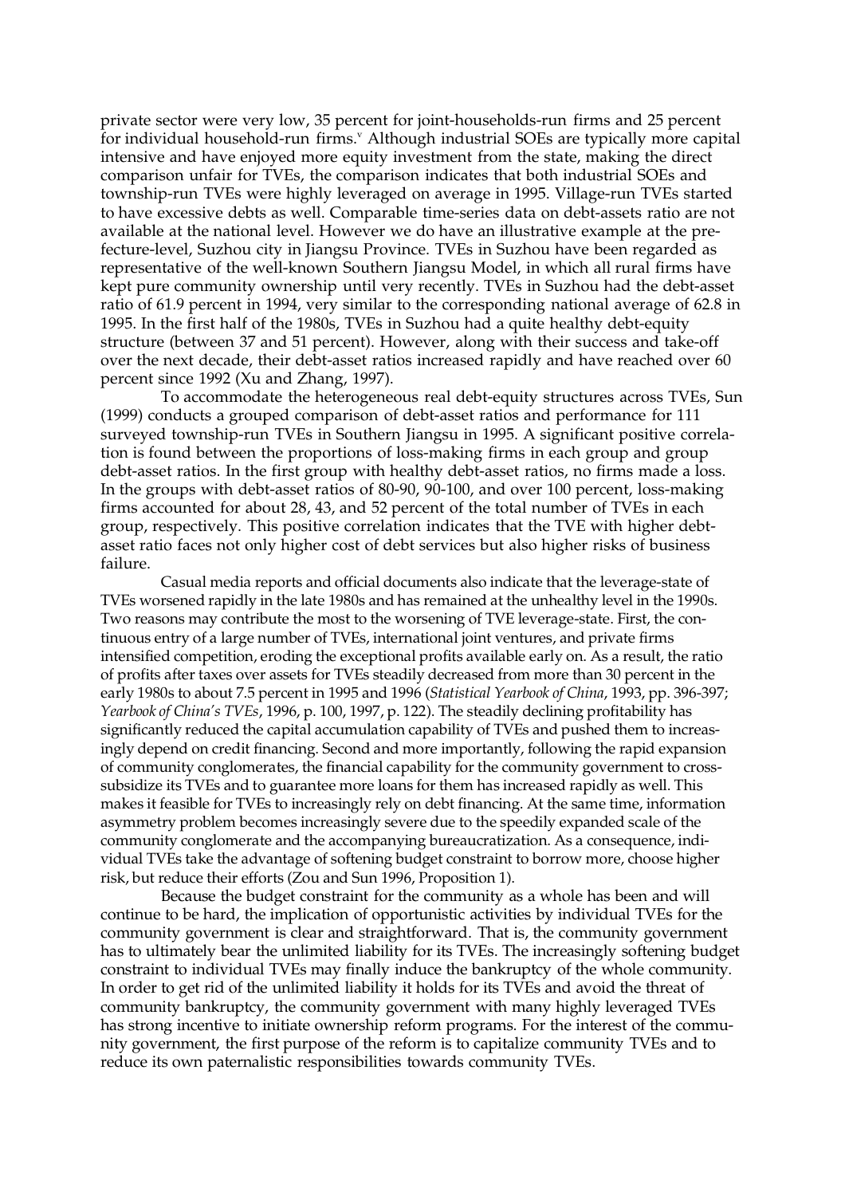private sector were very low, 35 percent for joint-households-run firms and 25 percent for individual household-run firms.[v] Although industrial SOEs are typically more capital intensive and have enjoyed more equity investment from the state, making the direct comparison unfair for TVEs, the comparison indicates that both industrial SOEs and township-run TVEs were highly leveraged on average in 1995. Village-run TVEs started to have excessive debts as well. Comparable time-series data on debt-assets ratio are not available at the national level. However we do have an illustrative example at the prefecture-level, Suzhou city in Jiangsu Province. TVEs in Suzhou have been regarded as representative of the well-known Southern Jiangsu Model, in which all rural firms have kept pure community ownership until very recently. TVEs in Suzhou had the debt-asset ratio of 61.9 percent in 1994, very similar to the corresponding national average of 62.8 in 1995. In the first half of the 1980s, TVEs in Suzhou had a quite healthy debt-equity structure (between 37 and 51 percent). However, along with their success and take-off over the next decade, their debt-asset ratios increased rapidly and have reached over 60 percent since 1992 (Xu and Zhang, 1997).

To accommodate the heterogeneous real debt-equity structures across TVEs, Sun (1999) conducts a grouped comparison of debt-asset ratios and performance for 111 surveyed township-run TVEs in Southern Jiangsu in 1995. A significant positive correlation is found between the proportions of loss-making firms in each group and group debt-asset ratios. In the first group with healthy debt-asset ratios, no firms made a loss. In the groups with debt-asset ratios of 80-90, 90-100, and over 100 percent, loss-making firms accounted for about 28, 43, and 52 percent of the total number of TVEs in each group, respectively. This positive correlation indicates that the TVE with higher debt-asset ratio faces not only higher cost of debt services but also higher risks of business failure.

Casual media reports and official documents also indicate that the leverage-state of TVEs worsened rapidly in the late 1980s and has remained at the unhealthy level in the 1990s. Two reasons may contribute the most to the worsening of TVE leverage-state. First, the continuous entry of a large number of TVEs, international joint ventures, and private firms intensified competition, eroding the exceptional profits available early on. As a result, the ratio of profits after taxes over assets for TVEs steadily decreased from more than 30 percent in the early 1980s to about 7.5 percent in 1995 and 1996 (*Statistical Yearbook of China*, 1993, pp. 396-397; *Yearbook of China's TVEs*, 1996, p. 100, 1997, p. 122). The steadily declining profitability has significantly reduced the capital accumulation capability of TVEs and pushed them to increasingly depend on credit financing. Second and more importantly, following the rapid expansion of community conglomerates, the financial capability for the community government to cross-subsidize its TVEs and to guarantee more loans for them has increased rapidly as well. This makes it feasible for TVEs to increasingly rely on debt financing. At the same time, information asymmetry problem becomes increasingly severe due to the speedily expanded scale of the community conglomerate and the accompanying bureaucratization. As a consequence, individual TVEs take the advantage of softening budget constraint to borrow more, choose higher risk, but reduce their efforts (Zou and Sun 1996, Proposition 1).

Because the budget constraint for the community as a whole has been and will continue to be hard, the implication of opportunistic activities by individual TVEs for the community government is clear and straightforward. That is, the community government has to ultimately bear the unlimited liability for its TVEs. The increasingly softening budget constraint to individual TVEs may finally induce the bankruptcy of the whole community. In order to get rid of the unlimited liability it holds for its TVEs and avoid the threat of community bankruptcy, the community government with many highly leveraged TVEs has strong incentive to initiate ownership reform programs. For the interest of the community government, the first purpose of the reform is to capitalize community TVEs and to reduce its own paternalistic responsibilities towards community TVEs.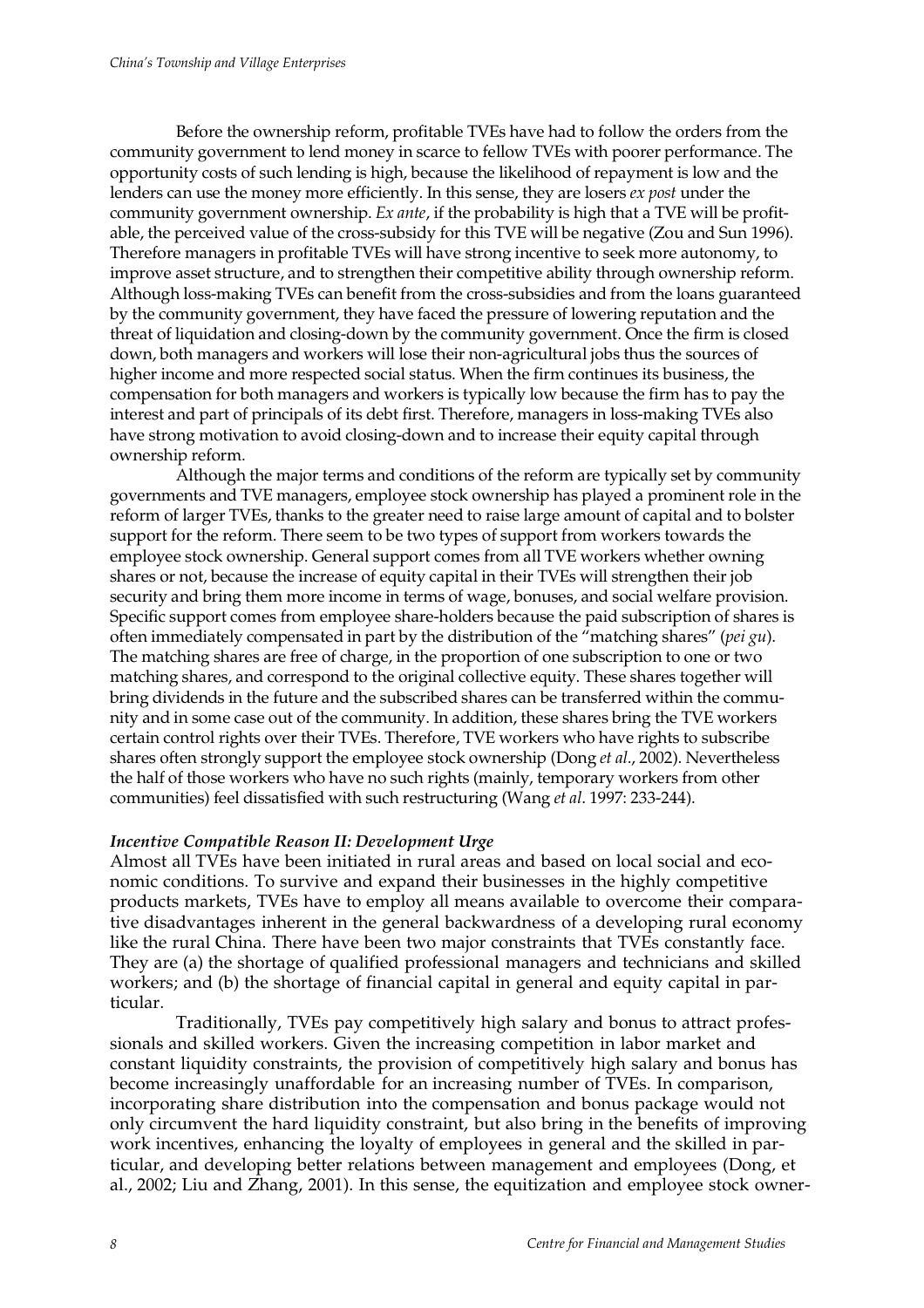Before the ownership reform, profitable TVEs have had to follow the orders from the community government to lend money in scarce to fellow TVEs with poorer performance. The opportunity costs of such lending is high, because the likelihood of repayment is low and the lenders can use the money more efficiently. In this sense, they are losers *ex post* under the community government ownership. *Ex ante*, if the probability is high that a TVE will be profitable, the perceived value of the cross-subsidy for this TVE will be negative (Zou and Sun 1996). Therefore managers in profitable TVEs will have strong incentive to seek more autonomy, to improve asset structure, and to strengthen their competitive ability through ownership reform. Although loss-making TVEs can benefit from the cross-subsidies and from the loans guaranteed by the community government, they have faced the pressure of lowering reputation and the threat of liquidation and closing-down by the community government. Once the firm is closed down, both managers and workers will lose their non-agricultural jobs thus the sources of higher income and more respected social status. When the firm continues its business, the compensation for both managers and workers is typically low because the firm has to pay the interest and part of principals of its debt first. Therefore, managers in loss-making TVEs also have strong motivation to avoid closing-down and to increase their equity capital through ownership reform.

Although the major terms and conditions of the reform are typically set by community governments and TVE managers, employee stock ownership has played a prominent role in the reform of larger TVEs, thanks to the greater need to raise large amount of capital and to bolster support for the reform. There seem to be two types of support from workers towards the employee stock ownership. General support comes from all TVE workers whether owning shares or not, because the increase of equity capital in their TVEs will strengthen their job security and bring them more income in terms of wage, bonuses, and social welfare provision. Specific support comes from employee share-holders because the paid subscription of shares is often immediately compensated in part by the distribution of the "matching shares" (*pei gu*). The matching shares are free of charge, in the proportion of one subscription to one or two matching shares, and correspond to the original collective equity. These shares together will bring dividends in the future and the subscribed shares can be transferred within the community and in some case out of the community. In addition, these shares bring the TVE workers certain control rights over their TVEs. Therefore, TVE workers who have rights to subscribe shares often strongly support the employee stock ownership (Dong *et al*., 2002). Nevertheless the half of those workers who have no such rights (mainly, temporary workers from other communities) feel dissatisfied with such restructuring (Wang *et al*. 1997: 233-244).

***Incentive Compatible Reason II: Development Urge***

Almost all TVEs have been initiated in rural areas and based on local social and economic conditions. To survive and expand their businesses in the highly competitive products markets, TVEs have to employ all means available to overcome their comparative disadvantages inherent in the general backwardness of a developing rural economy like the rural China. There have been two major constraints that TVEs constantly face. They are (a) the shortage of qualified professional managers and technicians and skilled workers; and (b) the shortage of financial capital in general and equity capital in particular.

Traditionally, TVEs pay competitively high salary and bonus to attract professionals and skilled workers. Given the increasing competition in labor market and constant liquidity constraints, the provision of competitively high salary and bonus has become increasingly unaffordable for an increasing number of TVEs. In comparison, incorporating share distribution into the compensation and bonus package would not only circumvent the hard liquidity constraint, but also bring in the benefits of improving work incentives, enhancing the loyalty of employees in general and the skilled in particular, and developing better relations between management and employees (Dong, et al., 2002; Liu and Zhang, 2001). In this sense, the equitization and employee stock owner-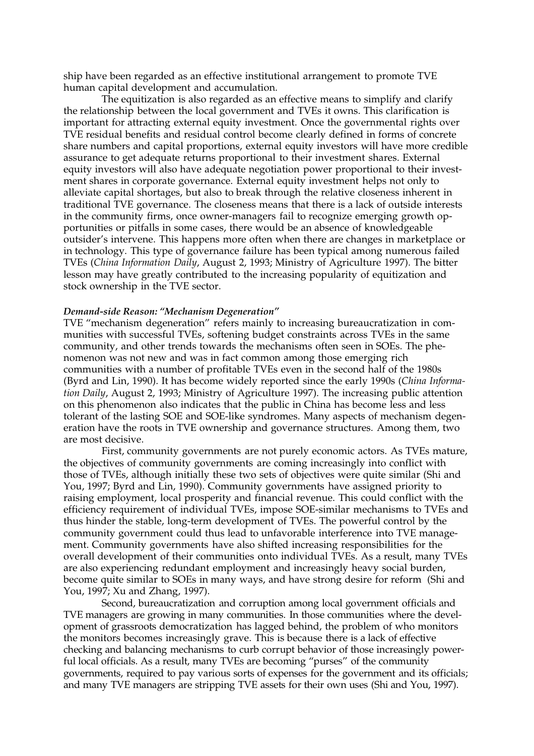ship have been regarded as an effective institutional arrangement to promote TVE human capital development and accumulation.

The equitization is also regarded as an effective means to simplify and clarify the relationship between the local government and TVEs it owns. This clarification is important for attracting external equity investment. Once the governmental rights over TVE residual benefits and residual control become clearly defined in forms of concrete share numbers and capital proportions, external equity investors will have more credible assurance to get adequate returns proportional to their investment shares. External equity investors will also have adequate negotiation power proportional to their investment shares in corporate governance. External equity investment helps not only to alleviate capital shortages, but also to break through the relative closeness inherent in traditional TVE governance. The closeness means that there is a lack of outside interests in the community firms, once owner-managers fail to recognize emerging growth opportunities or pitfalls in some cases, there would be an absence of knowledgeable outsider's intervene. This happens more often when there are changes in marketplace or in technology. This type of governance failure has been typical among numerous failed TVEs (*China Information Daily*, August 2, 1993; Ministry of Agriculture 1997). The bitter lesson may have greatly contributed to the increasing popularity of equitization and stock ownership in the TVE sector.

***Demand-side Reason: "Mechanism Degeneration"***

TVE "mechanism degeneration" refers mainly to increasing bureaucratization in communities with successful TVEs, softening budget constraints across TVEs in the same community, and other trends towards the mechanisms often seen in SOEs. The phenomenon was not new and was in fact common among those emerging rich communities with a number of profitable TVEs even in the second half of the 1980s (Byrd and Lin, 1990). It has become widely reported since the early 1990s (*China Information Daily*, August 2, 1993; Ministry of Agriculture 1997). The increasing public attention on this phenomenon also indicates that the public in China has become less and less tolerant of the lasting SOE and SOE-like syndromes. Many aspects of mechanism degeneration have the roots in TVE ownership and governance structures. Among them, two are most decisive.

First, community governments are not purely economic actors. As TVEs mature, the objectives of community governments are coming increasingly into conflict with those of TVEs, although initially these two sets of objectives were quite similar (Shi and You, 1997; Byrd and Lin, 1990). Community governments have assigned priority to raising employment, local prosperity and financial revenue. This could conflict with the efficiency requirement of individual TVEs, impose SOE-similar mechanisms to TVEs and thus hinder the stable, long-term development of TVEs. The powerful control by the community government could thus lead to unfavorable interference into TVE management. Community governments have also shifted increasing responsibilities for the overall development of their communities onto individual TVEs. As a result, many TVEs are also experiencing redundant employment and increasingly heavy social burden, become quite similar to SOEs in many ways, and have strong desire for reform (Shi and You, 1997; Xu and Zhang, 1997).

Second, bureaucratization and corruption among local government officials and TVE managers are growing in many communities. In those communities where the development of grassroots democratization has lagged behind, the problem of who monitors the monitors becomes increasingly grave. This is because there is a lack of effective checking and balancing mechanisms to curb corrupt behavior of those increasingly powerful local officials. As a result, many TVEs are becoming "purses" of the community governments, required to pay various sorts of expenses for the government and its officials; and many TVE managers are stripping TVE assets for their own uses (Shi and You, 1997).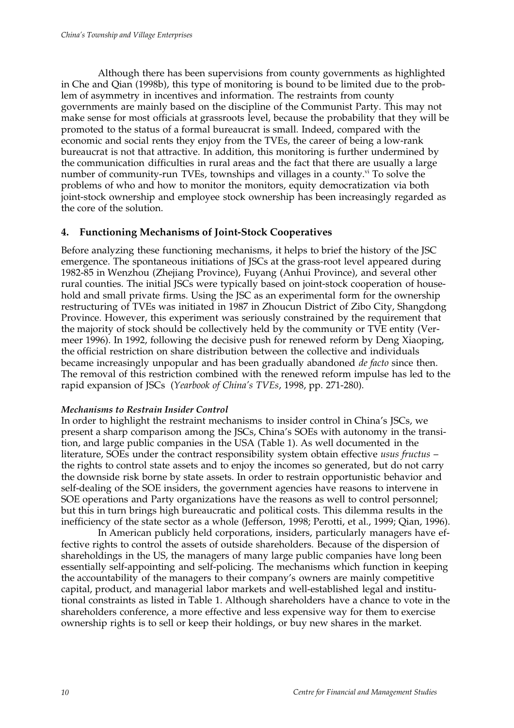Although there has been supervisions from county governments as highlighted in Che and Qian (1998b), this type of monitoring is bound to be limited due to the problem of asymmetry in incentives and information. The restraints from county governments are mainly based on the discipline of the Communist Party. This may not make sense for most officials at grassroots level, because the probability that they will be promoted to the status of a formal bureaucrat is small. Indeed, compared with the economic and social rents they enjoy from the TVEs, the career of being a low-rank bureaucrat is not that attractive. In addition, this monitoring is further undermined by the communication difficulties in rural areas and the fact that there are usually a large number of community-run TVEs, townships and villages in a county.[vi] To solve the problems of who and how to monitor the monitors, equity democratization via both joint-stock ownership and employee stock ownership has been increasingly regarded as the core of the solution.

## 4. Functioning Mechanisms of Joint-Stock Cooperatives

Before analyzing these functioning mechanisms, it helps to brief the history of the JSC emergence. The spontaneous initiations of JSCs at the grass-root level appeared during 1982-85 in Wenzhou (Zhejiang Province), Fuyang (Anhui Province), and several other rural counties. The initial JSCs were typically based on joint-stock cooperation of household and small private firms. Using the JSC as an experimental form for the ownership restructuring of TVEs was initiated in 1987 in Zhoucun District of Zibo City, Shangdong Province. However, this experiment was seriously constrained by the requirement that the majority of stock should be collectively held by the community or TVE entity (Vermeer 1996). In 1992, following the decisive push for renewed reform by Deng Xiaoping, the official restriction on share distribution between the collective and individuals became increasingly unpopular and has been gradually abandoned *de facto* since then. The removal of this restriction combined with the renewed reform impulse has led to the rapid expansion of JSCs (*Yearbook of China's TVEs*, 1998, pp. 271-280).

### *Mechanisms to Restrain Insider Control*

In order to highlight the restraint mechanisms to insider control in China's JSCs, we present a sharp comparison among the JSCs, China's SOEs with autonomy in the transition, and large public companies in the USA (Table 1). As well documented in the literature, SOEs under the contract responsibility system obtain effective *usus fructus* – the rights to control state assets and to enjoy the incomes so generated, but do not carry the downside risk borne by state assets. In order to restrain opportunistic behavior and self-dealing of the SOE insiders, the government agencies have reasons to intervene in SOE operations and Party organizations have the reasons as well to control personnel; but this in turn brings high bureaucratic and political costs. This dilemma results in the inefficiency of the state sector as a whole (Jefferson, 1998; Perotti, et al., 1999; Qian, 1996).

In American publicly held corporations, insiders, particularly managers have effective rights to control the assets of outside shareholders. Because of the dispersion of shareholdings in the US, the managers of many large public companies have long been essentially self-appointing and self-policing. The mechanisms which function in keeping the accountability of the managers to their company's owners are mainly competitive capital, product, and managerial labor markets and well-established legal and institutional constraints as listed in Table 1. Although shareholders have a chance to vote in the shareholders conference, a more effective and less expensive way for them to exercise ownership rights is to sell or keep their holdings, or buy new shares in the market.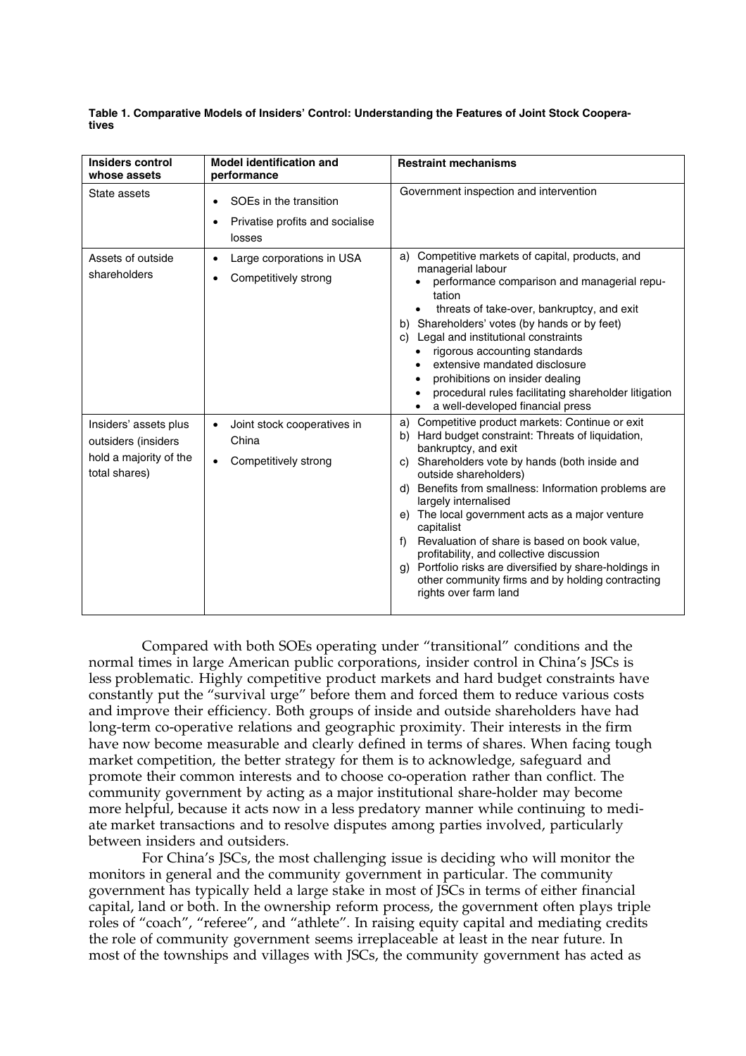**Table 1. Comparative Models of Insiders' Control: Understanding the Features of Joint Stock Cooperatives**

| Insiders control whose assets | Model identification and performance | Restraint mechanisms |
|---|---|---|
| State assets | • SOEs in the transition<br>• Privatise profits and socialise losses | Government inspection and intervention |
| Assets of outside shareholders | • Large corporations in USA<br>• Competitively strong | a) Competitive markets of capital, products, and managerial labour<br>• performance comparison and managerial reputation<br>• threats of take-over, bankruptcy, and exit<br>b) Shareholders' votes (by hands or by feet)<br>c) Legal and institutional constraints<br>• rigorous accounting standards<br>• extensive mandated disclosure<br>• prohibitions on insider dealing<br>• procedural rules facilitating shareholder litigation<br>• a well-developed financial press |
| Insiders' assets plus outsiders (insiders hold a majority of the total shares) | • Joint stock cooperatives in China<br>• Competitively strong | a) Competitive product markets: Continue or exit<br>b) Hard budget constraint: Threats of liquidation, bankruptcy, and exit<br>c) Shareholders vote by hands (both inside and outside shareholders)<br>d) Benefits from smallness: Information problems are largely internalised<br>e) The local government acts as a major venture capitalist<br>f) Revaluation of share is based on book value, profitability, and collective discussion<br>g) Portfolio risks are diversified by share-holdings in other community firms and by holding contracting rights over farm land |

Compared with both SOEs operating under "transitional" conditions and the normal times in large American public corporations, insider control in China's JSCs is less problematic. Highly competitive product markets and hard budget constraints have constantly put the "survival urge" before them and forced them to reduce various costs and improve their efficiency. Both groups of inside and outside shareholders have had long-term co-operative relations and geographic proximity. Their interests in the firm have now become measurable and clearly defined in terms of shares. When facing tough market competition, the better strategy for them is to acknowledge, safeguard and promote their common interests and to choose co-operation rather than conflict. The community government by acting as a major institutional share-holder may become more helpful, because it acts now in a less predatory manner while continuing to mediate market transactions and to resolve disputes among parties involved, particularly between insiders and outsiders.

For China's JSCs, the most challenging issue is deciding who will monitor the monitors in general and the community government in particular. The community government has typically held a large stake in most of JSCs in terms of either financial capital, land or both. In the ownership reform process, the government often plays triple roles of "coach", "referee", and "athlete". In raising equity capital and mediating credits the role of community government seems irreplaceable at least in the near future. In most of the townships and villages with JSCs, the community government has acted as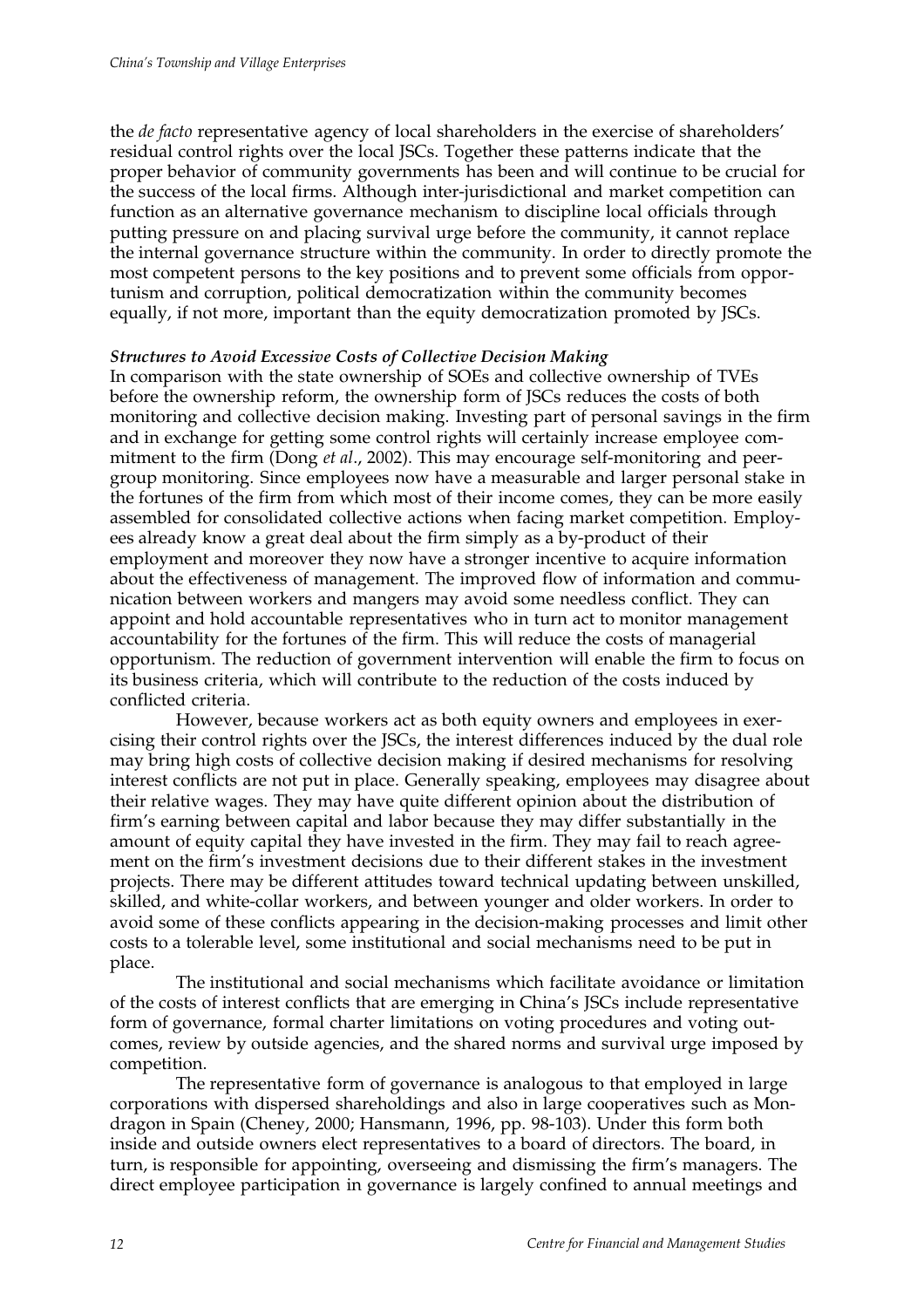the *de facto* representative agency of local shareholders in the exercise of shareholders' residual control rights over the local JSCs. Together these patterns indicate that the proper behavior of community governments has been and will continue to be crucial for the success of the local firms. Although inter-jurisdictional and market competition can function as an alternative governance mechanism to discipline local officials through putting pressure on and placing survival urge before the community, it cannot replace the internal governance structure within the community. In order to directly promote the most competent persons to the key positions and to prevent some officials from opportunism and corruption, political democratization within the community becomes equally, if not more, important than the equity democratization promoted by JSCs.

***Structures to Avoid Excessive Costs of Collective Decision Making***

In comparison with the state ownership of SOEs and collective ownership of TVEs before the ownership reform, the ownership form of JSCs reduces the costs of both monitoring and collective decision making. Investing part of personal savings in the firm and in exchange for getting some control rights will certainly increase employee commitment to the firm (Dong *et al*., 2002). This may encourage self-monitoring and peer-group monitoring. Since employees now have a measurable and larger personal stake in the fortunes of the firm from which most of their income comes, they can be more easily assembled for consolidated collective actions when facing market competition. Employees already know a great deal about the firm simply as a by-product of their employment and moreover they now have a stronger incentive to acquire information about the effectiveness of management. The improved flow of information and communication between workers and mangers may avoid some needless conflict. They can appoint and hold accountable representatives who in turn act to monitor management accountability for the fortunes of the firm. This will reduce the costs of managerial opportunism. The reduction of government intervention will enable the firm to focus on its business criteria, which will contribute to the reduction of the costs induced by conflicted criteria.

However, because workers act as both equity owners and employees in exercising their control rights over the JSCs, the interest differences induced by the dual role may bring high costs of collective decision making if desired mechanisms for resolving interest conflicts are not put in place. Generally speaking, employees may disagree about their relative wages. They may have quite different opinion about the distribution of firm's earning between capital and labor because they may differ substantially in the amount of equity capital they have invested in the firm. They may fail to reach agreement on the firm's investment decisions due to their different stakes in the investment projects. There may be different attitudes toward technical updating between unskilled, skilled, and white-collar workers, and between younger and older workers. In order to avoid some of these conflicts appearing in the decision-making processes and limit other costs to a tolerable level, some institutional and social mechanisms need to be put in place.

The institutional and social mechanisms which facilitate avoidance or limitation of the costs of interest conflicts that are emerging in China's JSCs include representative form of governance, formal charter limitations on voting procedures and voting outcomes, review by outside agencies, and the shared norms and survival urge imposed by competition.

The representative form of governance is analogous to that employed in large corporations with dispersed shareholdings and also in large cooperatives such as Mondragon in Spain (Cheney, 2000; Hansmann, 1996, pp. 98-103). Under this form both inside and outside owners elect representatives to a board of directors. The board, in turn, is responsible for appointing, overseeing and dismissing the firm's managers. The direct employee participation in governance is largely confined to annual meetings and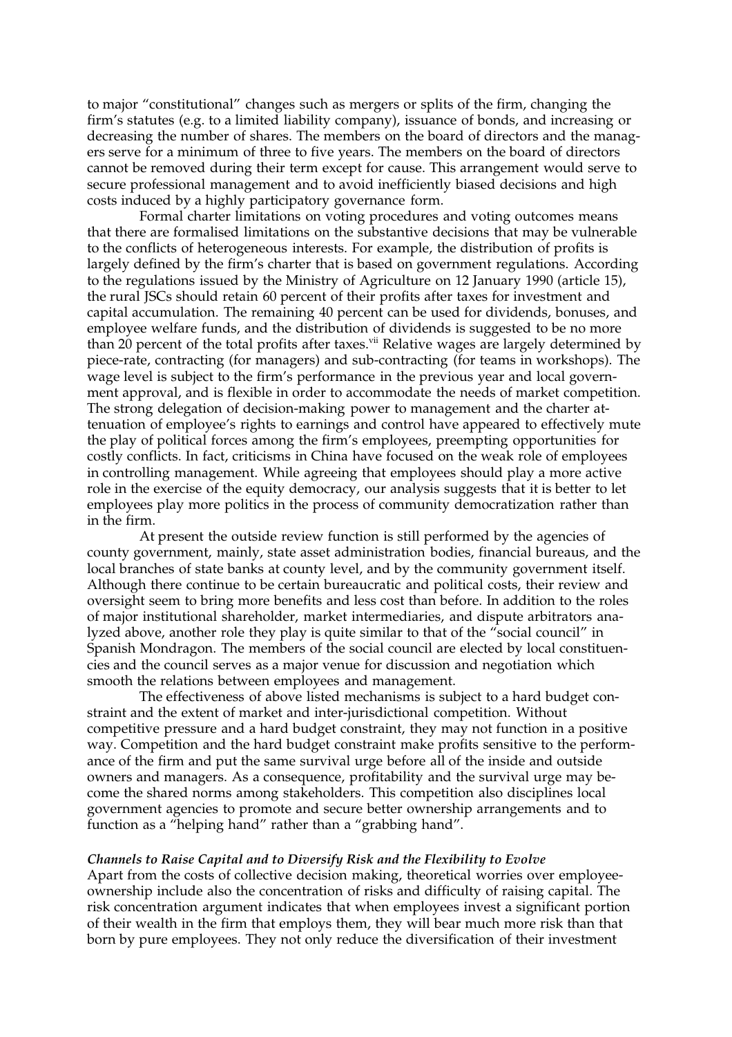to major "constitutional" changes such as mergers or splits of the firm, changing the firm's statutes (e.g. to a limited liability company), issuance of bonds, and increasing or decreasing the number of shares. The members on the board of directors and the managers serve for a minimum of three to five years. The members on the board of directors cannot be removed during their term except for cause. This arrangement would serve to secure professional management and to avoid inefficiently biased decisions and high costs induced by a highly participatory governance form.

Formal charter limitations on voting procedures and voting outcomes means that there are formalised limitations on the substantive decisions that may be vulnerable to the conflicts of heterogeneous interests. For example, the distribution of profits is largely defined by the firm's charter that is based on government regulations. According to the regulations issued by the Ministry of Agriculture on 12 January 1990 (article 15), the rural JSCs should retain 60 percent of their profits after taxes for investment and capital accumulation. The remaining 40 percent can be used for dividends, bonuses, and employee welfare funds, and the distribution of dividends is suggested to be no more than 20 percent of the total profits after taxes.[vii] Relative wages are largely determined by piece-rate, contracting (for managers) and sub-contracting (for teams in workshops). The wage level is subject to the firm's performance in the previous year and local government approval, and is flexible in order to accommodate the needs of market competition. The strong delegation of decision-making power to management and the charter attenuation of employee's rights to earnings and control have appeared to effectively mute the play of political forces among the firm's employees, preempting opportunities for costly conflicts. In fact, criticisms in China have focused on the weak role of employees in controlling management. While agreeing that employees should play a more active role in the exercise of the equity democracy, our analysis suggests that it is better to let employees play more politics in the process of community democratization rather than in the firm.

At present the outside review function is still performed by the agencies of county government, mainly, state asset administration bodies, financial bureaus, and the local branches of state banks at county level, and by the community government itself. Although there continue to be certain bureaucratic and political costs, their review and oversight seem to bring more benefits and less cost than before. In addition to the roles of major institutional shareholder, market intermediaries, and dispute arbitrators analyzed above, another role they play is quite similar to that of the "social council" in Spanish Mondragon. The members of the social council are elected by local constituencies and the council serves as a major venue for discussion and negotiation which smooth the relations between employees and management.

The effectiveness of above listed mechanisms is subject to a hard budget constraint and the extent of market and inter-jurisdictional competition. Without competitive pressure and a hard budget constraint, they may not function in a positive way. Competition and the hard budget constraint make profits sensitive to the performance of the firm and put the same survival urge before all of the inside and outside owners and managers. As a consequence, profitability and the survival urge may become the shared norms among stakeholders. This competition also disciplines local government agencies to promote and secure better ownership arrangements and to function as a "helping hand" rather than a "grabbing hand".

***Channels to Raise Capital and to Diversify Risk and the Flexibility to Evolve***

Apart from the costs of collective decision making, theoretical worries over employee-ownership include also the concentration of risks and difficulty of raising capital. The risk concentration argument indicates that when employees invest a significant portion of their wealth in the firm that employs them, they will bear much more risk than that born by pure employees. They not only reduce the diversification of their investment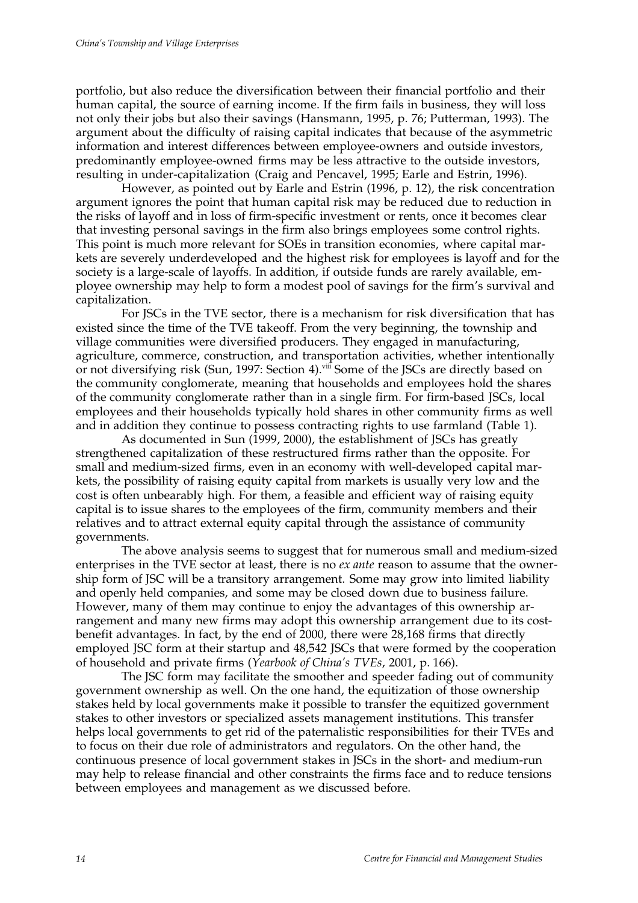portfolio, but also reduce the diversification between their financial portfolio and their human capital, the source of earning income. If the firm fails in business, they will loss not only their jobs but also their savings (Hansmann, 1995, p. 76; Putterman, 1993). The argument about the difficulty of raising capital indicates that because of the asymmetric information and interest differences between employee-owners and outside investors, predominantly employee-owned firms may be less attractive to the outside investors, resulting in under-capitalization (Craig and Pencavel, 1995; Earle and Estrin, 1996).

However, as pointed out by Earle and Estrin (1996, p. 12), the risk concentration argument ignores the point that human capital risk may be reduced due to reduction in the risks of layoff and in loss of firm-specific investment or rents, once it becomes clear that investing personal savings in the firm also brings employees some control rights. This point is much more relevant for SOEs in transition economies, where capital markets are severely underdeveloped and the highest risk for employees is layoff and for the society is a large-scale of layoffs. In addition, if outside funds are rarely available, employee ownership may help to form a modest pool of savings for the firm's survival and capitalization.

For JSCs in the TVE sector, there is a mechanism for risk diversification that has existed since the time of the TVE takeoff. From the very beginning, the township and village communities were diversified producers. They engaged in manufacturing, agriculture, commerce, construction, and transportation activities, whether intentionally or not diversifying risk (Sun, 1997: Section 4).[viii] Some of the JSCs are directly based on the community conglomerate, meaning that households and employees hold the shares of the community conglomerate rather than in a single firm. For firm-based JSCs, local employees and their households typically hold shares in other community firms as well and in addition they continue to possess contracting rights to use farmland (Table 1).

As documented in Sun (1999, 2000), the establishment of JSCs has greatly strengthened capitalization of these restructured firms rather than the opposite. For small and medium-sized firms, even in an economy with well-developed capital markets, the possibility of raising equity capital from markets is usually very low and the cost is often unbearably high. For them, a feasible and efficient way of raising equity capital is to issue shares to the employees of the firm, community members and their relatives and to attract external equity capital through the assistance of community governments.

The above analysis seems to suggest that for numerous small and medium-sized enterprises in the TVE sector at least, there is no *ex ante* reason to assume that the ownership form of JSC will be a transitory arrangement. Some may grow into limited liability and openly held companies, and some may be closed down due to business failure. However, many of them may continue to enjoy the advantages of this ownership arrangement and many new firms may adopt this ownership arrangement due to its cost-benefit advantages. In fact, by the end of 2000, there were 28,168 firms that directly employed JSC form at their startup and 48,542 JSCs that were formed by the cooperation of household and private firms (*Yearbook of China's TVEs*, 2001, p. 166).

The JSC form may facilitate the smoother and speeder fading out of community government ownership as well. On the one hand, the equitization of those ownership stakes held by local governments make it possible to transfer the equitized government stakes to other investors or specialized assets management institutions. This transfer helps local governments to get rid of the paternalistic responsibilities for their TVEs and to focus on their due role of administrators and regulators. On the other hand, the continuous presence of local government stakes in JSCs in the short- and medium-run may help to release financial and other constraints the firms face and to reduce tensions between employees and management as we discussed before.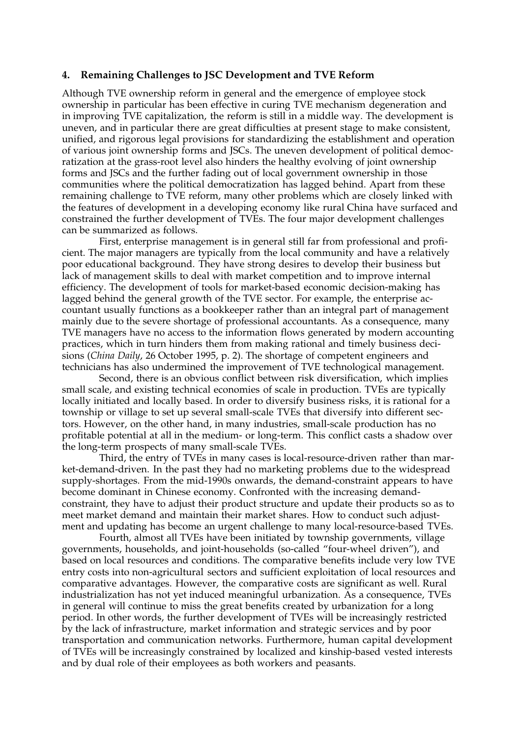## 4. Remaining Challenges to JSC Development and TVE Reform

Although TVE ownership reform in general and the emergence of employee stock ownership in particular has been effective in curing TVE mechanism degeneration and in improving TVE capitalization, the reform is still in a middle way. The development is uneven, and in particular there are great difficulties at present stage to make consistent, unified, and rigorous legal provisions for standardizing the establishment and operation of various joint ownership forms and JSCs. The uneven development of political democratization at the grass-root level also hinders the healthy evolving of joint ownership forms and JSCs and the further fading out of local government ownership in those communities where the political democratization has lagged behind. Apart from these remaining challenge to TVE reform, many other problems which are closely linked with the features of development in a developing economy like rural China have surfaced and constrained the further development of TVEs. The four major development challenges can be summarized as follows.

First, enterprise management is in general still far from professional and proficient. The major managers are typically from the local community and have a relatively poor educational background. They have strong desires to develop their business but lack of management skills to deal with market competition and to improve internal efficiency. The development of tools for market-based economic decision-making has lagged behind the general growth of the TVE sector. For example, the enterprise accountant usually functions as a bookkeeper rather than an integral part of management mainly due to the severe shortage of professional accountants. As a consequence, many TVE managers have no access to the information flows generated by modern accounting practices, which in turn hinders them from making rational and timely business decisions (*China Daily*, 26 October 1995, p. 2). The shortage of competent engineers and technicians has also undermined the improvement of TVE technological management.

Second, there is an obvious conflict between risk diversification, which implies small scale, and existing technical economies of scale in production. TVEs are typically locally initiated and locally based. In order to diversify business risks, it is rational for a township or village to set up several small-scale TVEs that diversify into different sectors. However, on the other hand, in many industries, small-scale production has no profitable potential at all in the medium- or long-term. This conflict casts a shadow over the long-term prospects of many small-scale TVEs.

Third, the entry of TVEs in many cases is local-resource-driven rather than market-demand-driven. In the past they had no marketing problems due to the widespread supply-shortages. From the mid-1990s onwards, the demand-constraint appears to have become dominant in Chinese economy. Confronted with the increasing demand-constraint, they have to adjust their product structure and update their products so as to meet market demand and maintain their market shares. How to conduct such adjustment and updating has become an urgent challenge to many local-resource-based TVEs.

Fourth, almost all TVEs have been initiated by township governments, village governments, households, and joint-households (so-called "four-wheel driven"), and based on local resources and conditions. The comparative benefits include very low TVE entry costs into non-agricultural sectors and sufficient exploitation of local resources and comparative advantages. However, the comparative costs are significant as well. Rural industrialization has not yet induced meaningful urbanization. As a consequence, TVEs in general will continue to miss the great benefits created by urbanization for a long period. In other words, the further development of TVEs will be increasingly restricted by the lack of infrastructure, market information and strategic services and by poor transportation and communication networks. Furthermore, human capital development of TVEs will be increasingly constrained by localized and kinship-based vested interests and by dual role of their employees as both workers and peasants.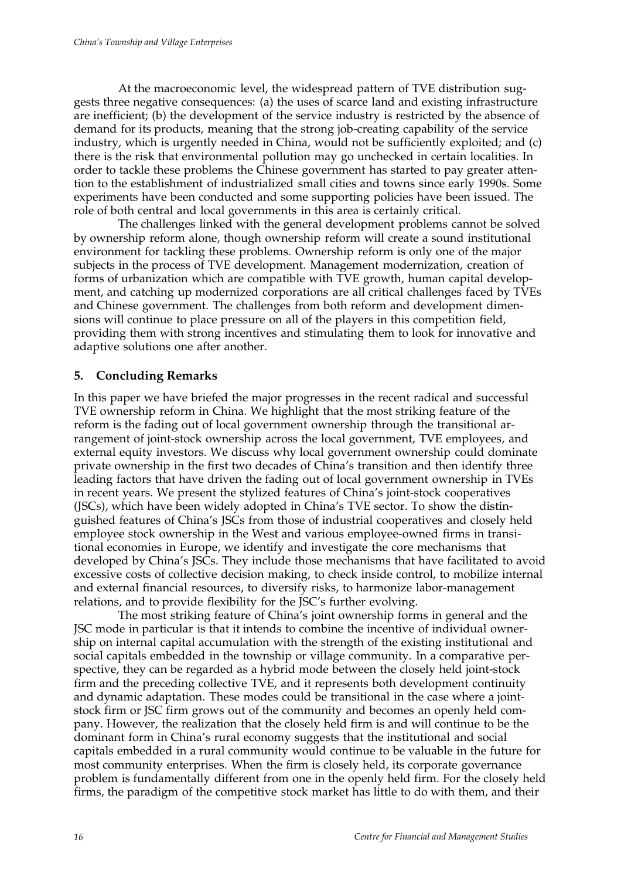At the macroeconomic level, the widespread pattern of TVE distribution suggests three negative consequences: (a) the uses of scarce land and existing infrastructure are inefficient; (b) the development of the service industry is restricted by the absence of demand for its products, meaning that the strong job-creating capability of the service industry, which is urgently needed in China, would not be sufficiently exploited; and (c) there is the risk that environmental pollution may go unchecked in certain localities. In order to tackle these problems the Chinese government has started to pay greater attention to the establishment of industrialized small cities and towns since early 1990s. Some experiments have been conducted and some supporting policies have been issued. The role of both central and local governments in this area is certainly critical.

The challenges linked with the general development problems cannot be solved by ownership reform alone, though ownership reform will create a sound institutional environment for tackling these problems. Ownership reform is only one of the major subjects in the process of TVE development. Management modernization, creation of forms of urbanization which are compatible with TVE growth, human capital development, and catching up modernized corporations are all critical challenges faced by TVEs and Chinese government. The challenges from both reform and development dimensions will continue to place pressure on all of the players in this competition field, providing them with strong incentives and stimulating them to look for innovative and adaptive solutions one after another.

## 5. Concluding Remarks

In this paper we have briefed the major progresses in the recent radical and successful TVE ownership reform in China. We highlight that the most striking feature of the reform is the fading out of local government ownership through the transitional arrangement of joint-stock ownership across the local government, TVE employees, and external equity investors. We discuss why local government ownership could dominate private ownership in the first two decades of China's transition and then identify three leading factors that have driven the fading out of local government ownership in TVEs in recent years. We present the stylized features of China's joint-stock cooperatives (JSCs), which have been widely adopted in China's TVE sector. To show the distinguished features of China's JSCs from those of industrial cooperatives and closely held employee stock ownership in the West and various employee-owned firms in transitional economies in Europe, we identify and investigate the core mechanisms that developed by China's JSCs. They include those mechanisms that have facilitated to avoid excessive costs of collective decision making, to check inside control, to mobilize internal and external financial resources, to diversify risks, to harmonize labor-management relations, and to provide flexibility for the JSC's further evolving.

The most striking feature of China's joint ownership forms in general and the JSC mode in particular is that it intends to combine the incentive of individual ownership on internal capital accumulation with the strength of the existing institutional and social capitals embedded in the township or village community. In a comparative perspective, they can be regarded as a hybrid mode between the closely held joint-stock firm and the preceding collective TVE, and it represents both development continuity and dynamic adaptation. These modes could be transitional in the case where a joint-stock firm or JSC firm grows out of the community and becomes an openly held company. However, the realization that the closely held firm is and will continue to be the dominant form in China's rural economy suggests that the institutional and social capitals embedded in a rural community would continue to be valuable in the future for most community enterprises. When the firm is closely held, its corporate governance problem is fundamentally different from one in the openly held firm. For the closely held firms, the paradigm of the competitive stock market has little to do with them, and their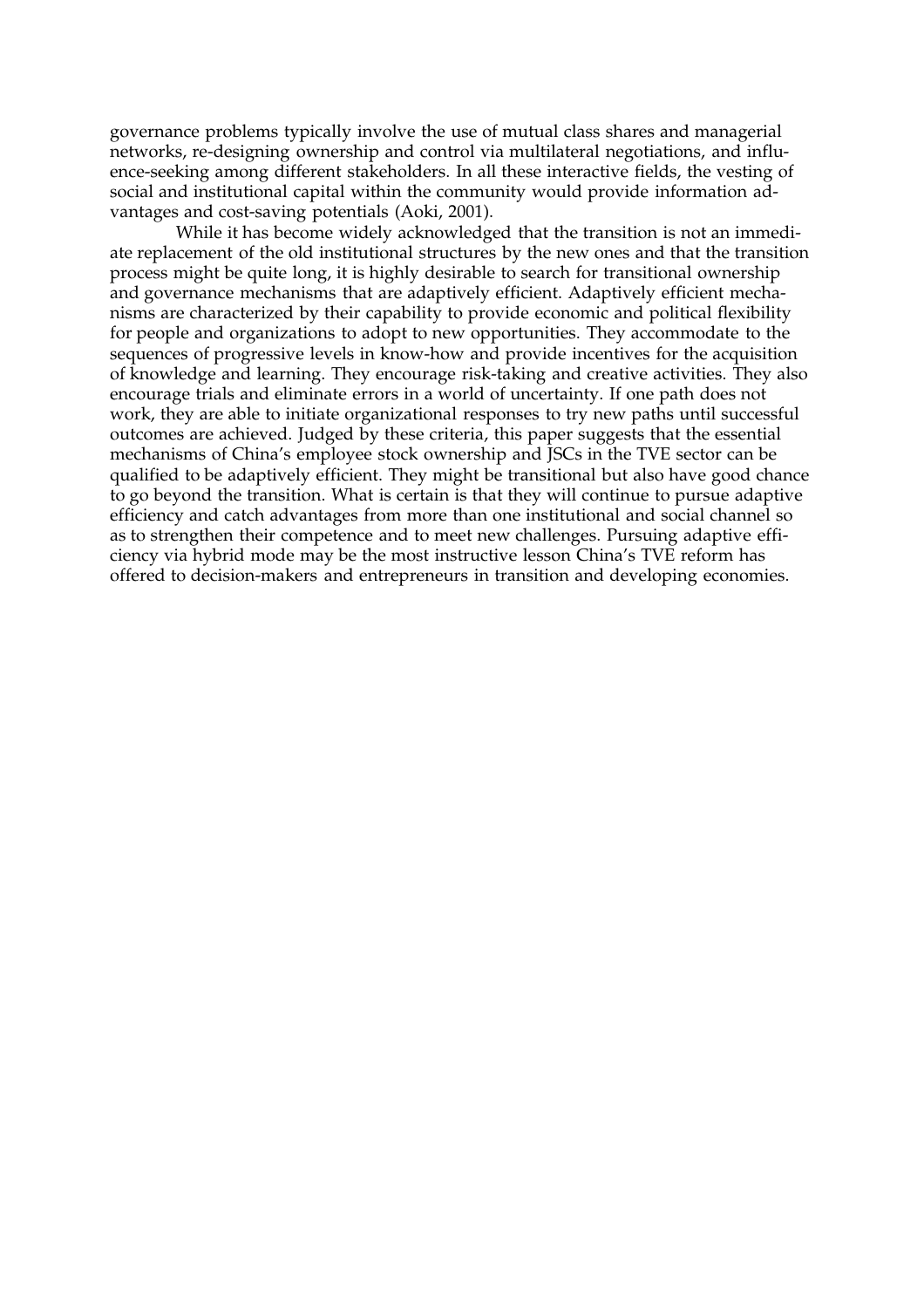governance problems typically involve the use of mutual class shares and managerial networks, re-designing ownership and control via multilateral negotiations, and influence-seeking among different stakeholders. In all these interactive fields, the vesting of social and institutional capital within the community would provide information advantages and cost-saving potentials (Aoki, 2001).

While it has become widely acknowledged that the transition is not an immediate replacement of the old institutional structures by the new ones and that the transition process might be quite long, it is highly desirable to search for transitional ownership and governance mechanisms that are adaptively efficient. Adaptively efficient mechanisms are characterized by their capability to provide economic and political flexibility for people and organizations to adopt to new opportunities. They accommodate to the sequences of progressive levels in know-how and provide incentives for the acquisition of knowledge and learning. They encourage risk-taking and creative activities. They also encourage trials and eliminate errors in a world of uncertainty. If one path does not work, they are able to initiate organizational responses to try new paths until successful outcomes are achieved. Judged by these criteria, this paper suggests that the essential mechanisms of China's employee stock ownership and JSCs in the TVE sector can be qualified to be adaptively efficient. They might be transitional but also have good chance to go beyond the transition. What is certain is that they will continue to pursue adaptive efficiency and catch advantages from more than one institutional and social channel so as to strengthen their competence and to meet new challenges. Pursuing adaptive efficiency via hybrid mode may be the most instructive lesson China's TVE reform has offered to decision-makers and entrepreneurs in transition and developing economies.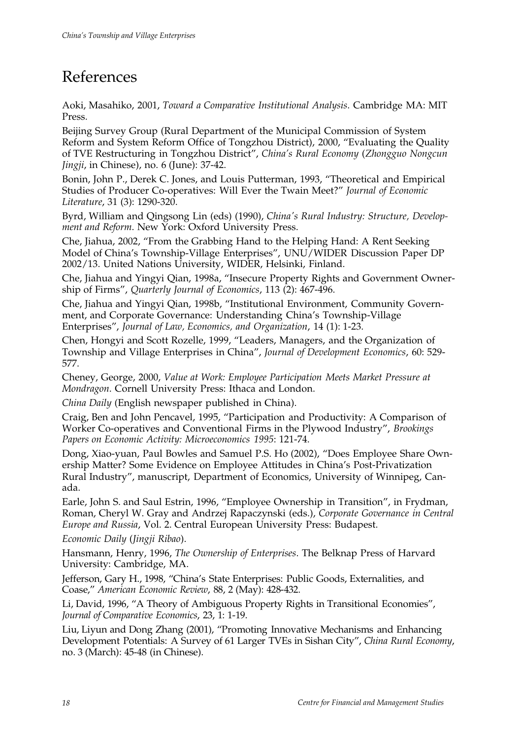# References

Aoki, Masahiko, 2001, *Toward a Comparative Institutional Analysis*. Cambridge MA: MIT Press.

Beijing Survey Group (Rural Department of the Municipal Commission of System Reform and System Reform Office of Tongzhou District), 2000, "Evaluating the Quality of TVE Restructuring in Tongzhou District", *China's Rural Economy* (*Zhongguo Nongcun Jingji*, in Chinese), no. 6 (June): 37-42.

Bonin, John P., Derek C. Jones, and Louis Putterman, 1993, "Theoretical and Empirical Studies of Producer Co-operatives: Will Ever the Twain Meet?" *Journal of Economic Literature*, 31 (3): 1290-320.

Byrd, William and Qingsong Lin (eds) (1990), *China's Rural Industry: Structure, Development and Reform*. New York: Oxford University Press.

Che, Jiahua, 2002, "From the Grabbing Hand to the Helping Hand: A Rent Seeking Model of China's Township-Village Enterprises", UNU/WIDER Discussion Paper DP 2002/13. United Nations University, WIDER, Helsinki, Finland.

Che, Jiahua and Yingyi Qian, 1998a, "Insecure Property Rights and Government Ownership of Firms", *Quarterly Journal of Economics*, 113 (2): 467-496.

Che, Jiahua and Yingyi Qian, 1998b, "Institutional Environment, Community Government, and Corporate Governance: Understanding China's Township-Village Enterprises", *Journal of Law, Economics, and Organization*, 14 (1): 1-23.

Chen, Hongyi and Scott Rozelle, 1999, "Leaders, Managers, and the Organization of Township and Village Enterprises in China", *Journal of Development Economics*, 60: 529-577.

Cheney, George, 2000, *Value at Work: Employee Participation Meets Market Pressure at Mondragon*. Cornell University Press: Ithaca and London.

*China Daily* (English newspaper published in China).

Craig, Ben and John Pencavel, 1995, "Participation and Productivity: A Comparison of Worker Co-operatives and Conventional Firms in the Plywood Industry", *Brookings Papers on Economic Activity: Microeconomics 1995*: 121-74.

Dong, Xiao-yuan, Paul Bowles and Samuel P.S. Ho (2002), "Does Employee Share Ownership Matter? Some Evidence on Employee Attitudes in China's Post-Privatization Rural Industry", manuscript, Department of Economics, University of Winnipeg, Canada.

Earle, John S. and Saul Estrin, 1996, "Employee Ownership in Transition", in Frydman, Roman, Cheryl W. Gray and Andrzej Rapaczynski (eds.), *Corporate Governance in Central Europe and Russia*, Vol. 2. Central European University Press: Budapest.

*Economic Daily* (*Jingji Ribao*).

Hansmann, Henry, 1996, *The Ownership of Enterprises*. The Belknap Press of Harvard University: Cambridge, MA.

Jefferson, Gary H., 1998, "China's State Enterprises: Public Goods, Externalities, and Coase," *American Economic Review*, 88, 2 (May): 428-432.

Li, David, 1996, "A Theory of Ambiguous Property Rights in Transitional Economies", *Journal of Comparative Economics*, 23, 1: 1-19.

Liu, Liyun and Dong Zhang (2001), "Promoting Innovative Mechanisms and Enhancing Development Potentials: A Survey of 61 Larger TVEs in Sishan City", *China Rural Economy*, no. 3 (March): 45-48 (in Chinese).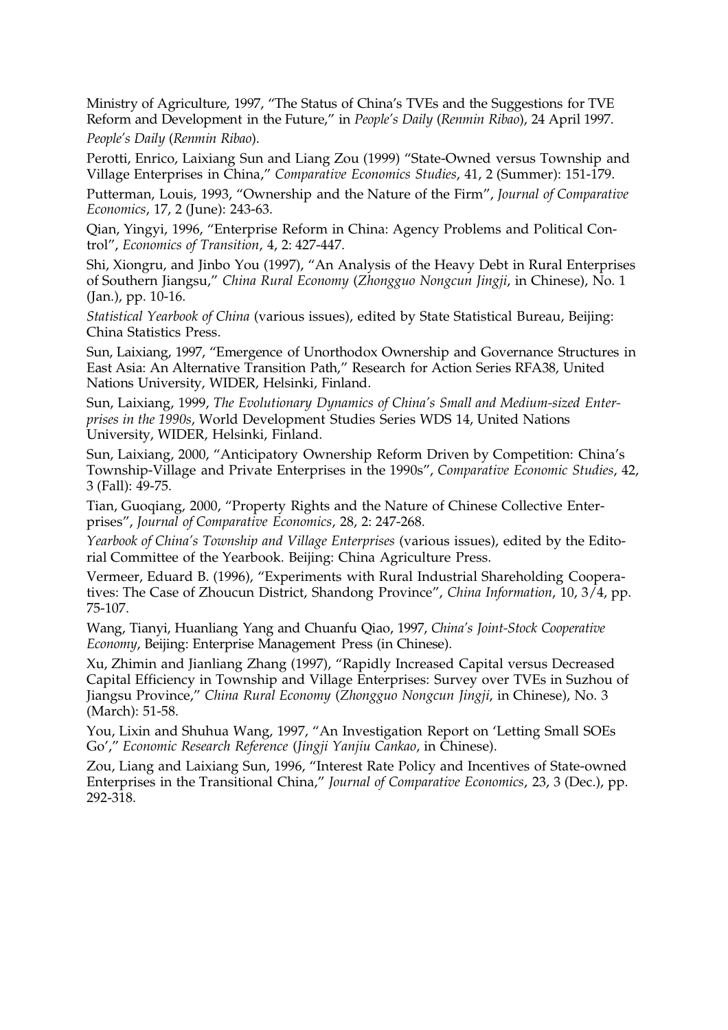Ministry of Agriculture, 1997, "The Status of China's TVEs and the Suggestions for TVE Reform and Development in the Future," in *People's Daily* (*Renmin Ribao*), 24 April 1997.

*People's Daily* (*Renmin Ribao*).

Perotti, Enrico, Laixiang Sun and Liang Zou (1999) "State-Owned versus Township and Village Enterprises in China," *Comparative Economics Studies*, 41, 2 (Summer): 151-179.

Putterman, Louis, 1993, "Ownership and the Nature of the Firm", *Journal of Comparative Economics*, 17, 2 (June): 243-63.

Qian, Yingyi, 1996, "Enterprise Reform in China: Agency Problems and Political Control", *Economics of Transition*, 4, 2: 427-447.

Shi, Xiongru, and Jinbo You (1997), "An Analysis of the Heavy Debt in Rural Enterprises of Southern Jiangsu," *China Rural Economy* (*Zhongguo Nongcun Jingji*, in Chinese), No. 1 (Jan.), pp. 10-16.

*Statistical Yearbook of China* (various issues), edited by State Statistical Bureau, Beijing: China Statistics Press.

Sun, Laixiang, 1997, "Emergence of Unorthodox Ownership and Governance Structures in East Asia: An Alternative Transition Path," Research for Action Series RFA38, United Nations University, WIDER, Helsinki, Finland.

Sun, Laixiang, 1999, *The Evolutionary Dynamics of China's Small and Medium-sized Enterprises in the 1990s*, World Development Studies Series WDS 14, United Nations University, WIDER, Helsinki, Finland.

Sun, Laixiang, 2000, "Anticipatory Ownership Reform Driven by Competition: China's Township-Village and Private Enterprises in the 1990s", *Comparative Economic Studies*, 42, 3 (Fall): 49-75.

Tian, Guoqiang, 2000, "Property Rights and the Nature of Chinese Collective Enterprises", *Journal of Comparative Economics*, 28, 2: 247-268.

*Yearbook of China's Township and Village Enterprises* (various issues), edited by the Editorial Committee of the Yearbook. Beijing: China Agriculture Press.

Vermeer, Eduard B. (1996), "Experiments with Rural Industrial Shareholding Cooperatives: The Case of Zhoucun District, Shandong Province", *China Information*, 10, 3/4, pp. 75-107.

Wang, Tianyi, Huanliang Yang and Chuanfu Qiao, 1997, *China's Joint-Stock Cooperative Economy*, Beijing: Enterprise Management Press (in Chinese).

Xu, Zhimin and Jianliang Zhang (1997), "Rapidly Increased Capital versus Decreased Capital Efficiency in Township and Village Enterprises: Survey over TVEs in Suzhou of Jiangsu Province," *China Rural Economy* (*Zhongguo Nongcun Jingji*, in Chinese), No. 3 (March): 51-58.

You, Lixin and Shuhua Wang, 1997, "An Investigation Report on 'Letting Small SOEs Go'," *Economic Research Reference* (*Jingji Yanjiu Cankao*, in Chinese).

Zou, Liang and Laixiang Sun, 1996, "Interest Rate Policy and Incentives of State-owned Enterprises in the Transitional China," *Journal of Comparative Economics*, 23, 3 (Dec.), pp. 292-318.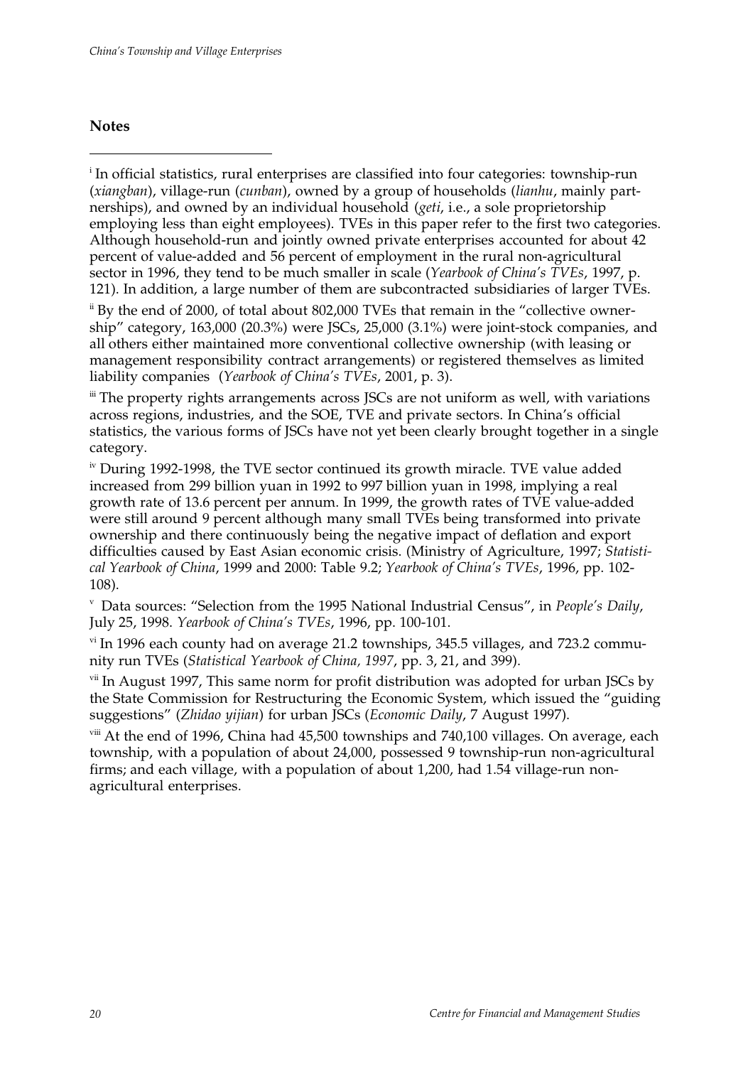## Notes

[i] In official statistics, rural enterprises are classified into four categories: township-run (*xiangban*), village-run (*cunban*), owned by a group of households (*lianhu*, mainly partnerships), and owned by an individual household (*geti*, i.e., a sole proprietorship employing less than eight employees). TVEs in this paper refer to the first two categories. Although household-run and jointly owned private enterprises accounted for about 42 percent of value-added and 56 percent of employment in the rural non-agricultural sector in 1996, they tend to be much smaller in scale (*Yearbook of China's TVEs*, 1997, p. 121). In addition, a large number of them are subcontracted subsidiaries of larger TVEs.

[ii] By the end of 2000, of total about 802,000 TVEs that remain in the "collective ownership" category, 163,000 (20.3%) were JSCs, 25,000 (3.1%) were joint-stock companies, and all others either maintained more conventional collective ownership (with leasing or management responsibility contract arrangements) or registered themselves as limited liability companies (*Yearbook of China's TVEs*, 2001, p. 3).

[iii] The property rights arrangements across JSCs are not uniform as well, with variations across regions, industries, and the SOE, TVE and private sectors. In China's official statistics, the various forms of JSCs have not yet been clearly brought together in a single category.

[iv] During 1992-1998, the TVE sector continued its growth miracle. TVE value added increased from 299 billion yuan in 1992 to 997 billion yuan in 1998, implying a real growth rate of 13.6 percent per annum. In 1999, the growth rates of TVE value-added were still around 9 percent although many small TVEs being transformed into private ownership and there continuously being the negative impact of deflation and export difficulties caused by East Asian economic crisis. (Ministry of Agriculture, 1997; *Statistical Yearbook of China*, 1999 and 2000: Table 9.2; *Yearbook of China's TVEs*, 1996, pp. 102-108).

[v] Data sources: "Selection from the 1995 National Industrial Census", in *People's Daily*, July 25, 1998. *Yearbook of China's TVEs*, 1996, pp. 100-101.

[vi] In 1996 each county had on average 21.2 townships, 345.5 villages, and 723.2 community run TVEs (*Statistical Yearbook of China, 1997*, pp. 3, 21, and 399).

[vii] In August 1997, This same norm for profit distribution was adopted for urban JSCs by the State Commission for Restructuring the Economic System, which issued the "guiding suggestions" (*Zhidao yijian*) for urban JSCs (*Economic Daily*, 7 August 1997).

[viii] At the end of 1996, China had 45,500 townships and 740,100 villages. On average, each township, with a population of about 24,000, possessed 9 township-run non-agricultural firms; and each village, with a population of about 1,200, had 1.54 village-run non-agricultural enterprises.